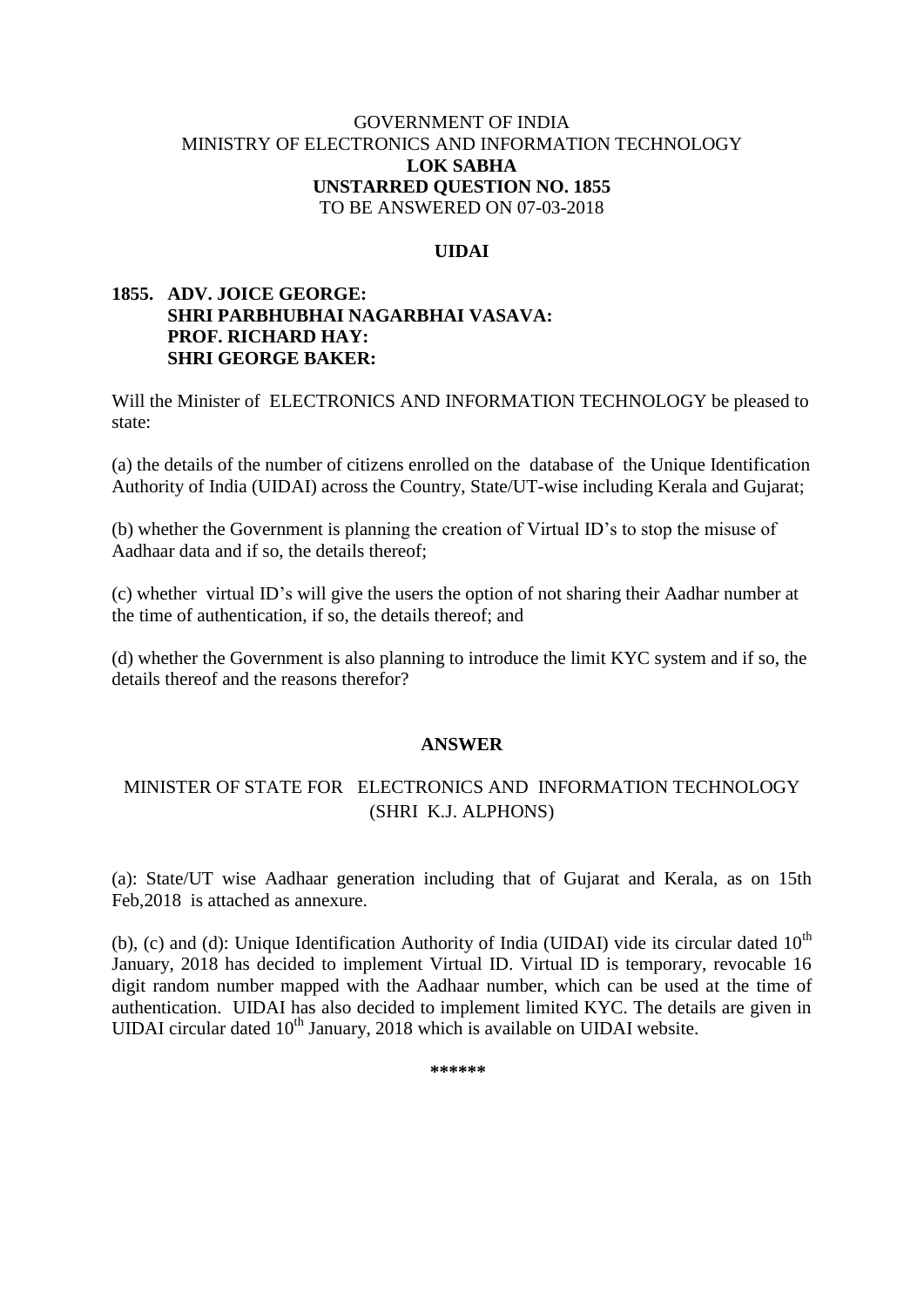GOVERNMENT OF INDIA
MINISTRY OF ELECTRONICS AND INFORMATION TECHNOLOGY
**LOK SABHA**
**UNSTARRED QUESTION NO. 1855**
TO BE ANSWERED ON 07-03-2018

**UIDAI**

**1855. ADV. JOICE GEORGE:**
**SHRI PARBHUBHAI NAGARBHAI VASAVA:**
**PROF. RICHARD HAY:**
**SHRI GEORGE BAKER:**

Will the Minister of ELECTRONICS AND INFORMATION TECHNOLOGY be pleased to state:

(a) the details of the number of citizens enrolled on the database of the Unique Identification Authority of India (UIDAI) across the Country, State/UT-wise including Kerala and Gujarat;

(b) whether the Government is planning the creation of Virtual ID's to stop the misuse of Aadhaar data and if so, the details thereof;

(c) whether virtual ID's will give the users the option of not sharing their Aadhar number at the time of authentication, if so, the details thereof; and

(d) whether the Government is also planning to introduce the limit KYC system and if so, the details thereof and the reasons therefor?

**ANSWER**

MINISTER OF STATE FOR ELECTRONICS AND INFORMATION TECHNOLOGY
(SHRI K.J. ALPHONS)

(a): State/UT wise Aadhaar generation including that of Gujarat and Kerala, as on 15th Feb,2018 is attached as annexure.

(b), (c) and (d): Unique Identification Authority of India (UIDAI) vide its circular dated 10th January, 2018 has decided to implement Virtual ID. Virtual ID is temporary, revocable 16 digit random number mapped with the Aadhaar number, which can be used at the time of authentication. UIDAI has also decided to implement limited KYC. The details are given in UIDAI circular dated 10th January, 2018 which is available on UIDAI website.

******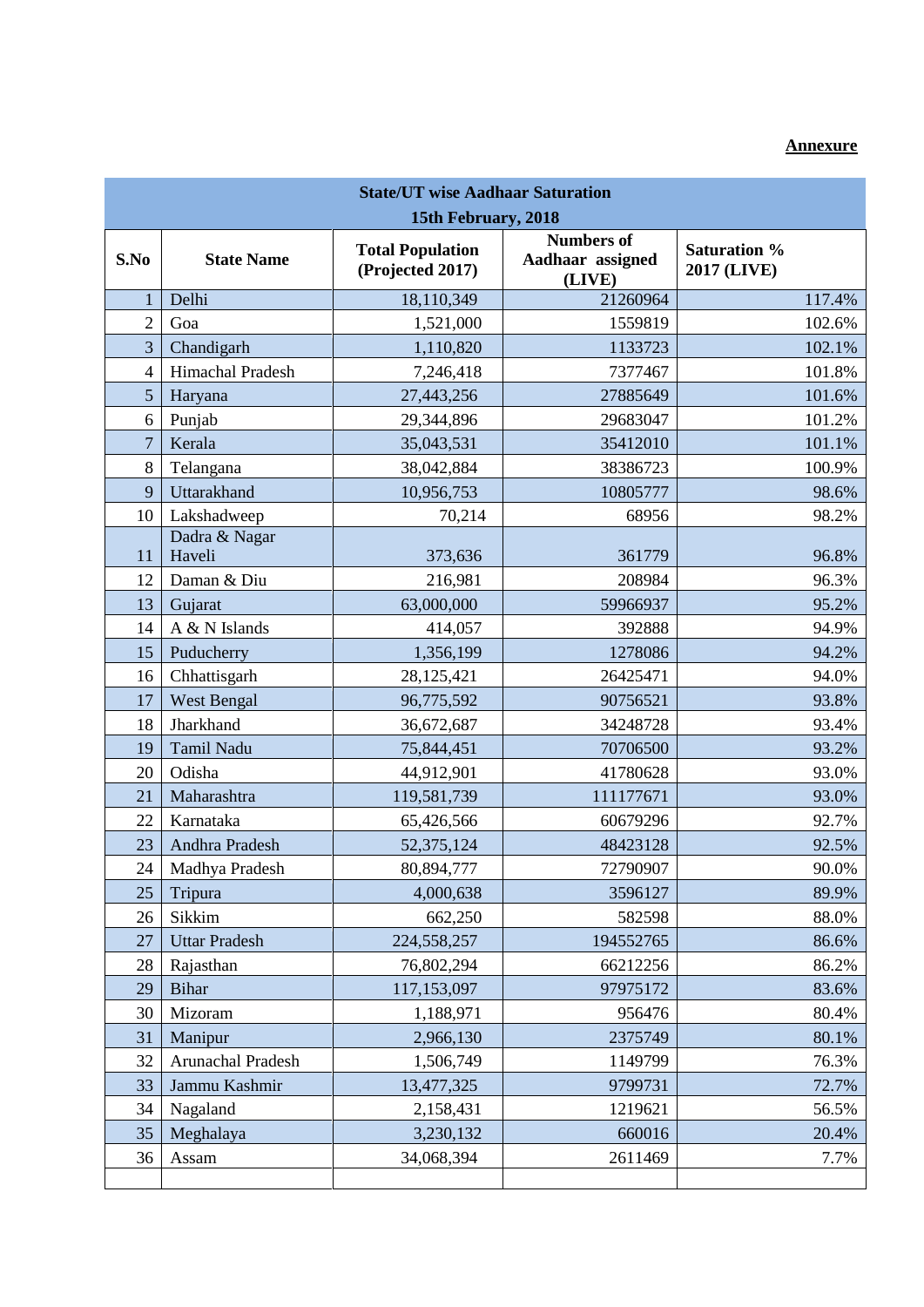**Annexure**

| State/UT wise Aadhaar Saturation<br>15th February, 2018 | | | | |
|---|---|---|---|---|
| **S.No** | **State Name** | **Total Population (Projected 2017)** | **Numbers of Aadhaar assigned (LIVE)** | **Saturation % 2017 (LIVE)** |
| 1 | Delhi | 18,110,349 | 21260964 | 117.4% |
| 2 | Goa | 1,521,000 | 1559819 | 102.6% |
| 3 | Chandigarh | 1,110,820 | 1133723 | 102.1% |
| 4 | Himachal Pradesh | 7,246,418 | 7377467 | 101.8% |
| 5 | Haryana | 27,443,256 | 27885649 | 101.6% |
| 6 | Punjab | 29,344,896 | 29683047 | 101.2% |
| 7 | Kerala | 35,043,531 | 35412010 | 101.1% |
| 8 | Telangana | 38,042,884 | 38386723 | 100.9% |
| 9 | Uttarakhand | 10,956,753 | 10805777 | 98.6% |
| 10 | Lakshadweep | 70,214 | 68956 | 98.2% |
| 11 | Dadra & Nagar Haveli | 373,636 | 361779 | 96.8% |
| 12 | Daman & Diu | 216,981 | 208984 | 96.3% |
| 13 | Gujarat | 63,000,000 | 59966937 | 95.2% |
| 14 | A & N Islands | 414,057 | 392888 | 94.9% |
| 15 | Puducherry | 1,356,199 | 1278086 | 94.2% |
| 16 | Chhattisgarh | 28,125,421 | 26425471 | 94.0% |
| 17 | West Bengal | 96,775,592 | 90756521 | 93.8% |
| 18 | Jharkhand | 36,672,687 | 34248728 | 93.4% |
| 19 | Tamil Nadu | 75,844,451 | 70706500 | 93.2% |
| 20 | Odisha | 44,912,901 | 41780628 | 93.0% |
| 21 | Maharashtra | 119,581,739 | 111177671 | 93.0% |
| 22 | Karnataka | 65,426,566 | 60679296 | 92.7% |
| 23 | Andhra Pradesh | 52,375,124 | 48423128 | 92.5% |
| 24 | Madhya Pradesh | 80,894,777 | 72790907 | 90.0% |
| 25 | Tripura | 4,000,638 | 3596127 | 89.9% |
| 26 | Sikkim | 662,250 | 582598 | 88.0% |
| 27 | Uttar Pradesh | 224,558,257 | 194552765 | 86.6% |
| 28 | Rajasthan | 76,802,294 | 66212256 | 86.2% |
| 29 | Bihar | 117,153,097 | 97975172 | 83.6% |
| 30 | Mizoram | 1,188,971 | 956476 | 80.4% |
| 31 | Manipur | 2,966,130 | 2375749 | 80.1% |
| 32 | Arunachal Pradesh | 1,506,749 | 1149799 | 76.3% |
| 33 | Jammu Kashmir | 13,477,325 | 9799731 | 72.7% |
| 34 | Nagaland | 2,158,431 | 1219621 | 56.5% |
| 35 | Meghalaya | 3,230,132 | 660016 | 20.4% |
| 36 | Assam | 34,068,394 | 2611469 | 7.7% |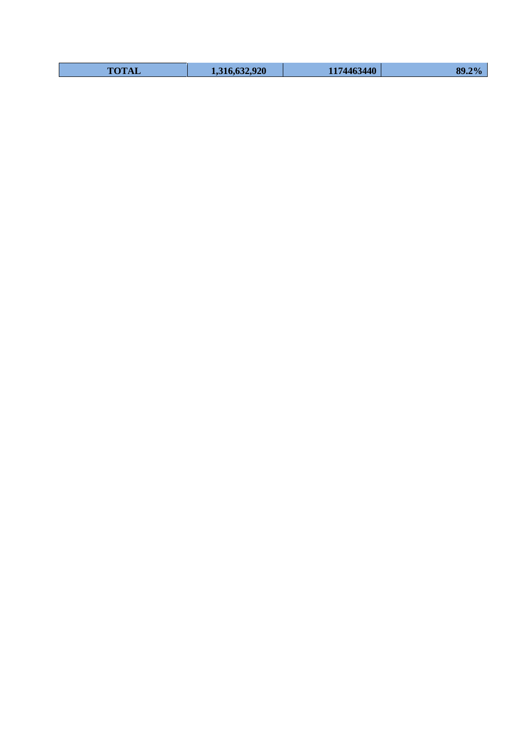| | | | |
|---|---|---|---|
| **TOTAL** | **1,316,632,920** | **1174463440** | **89.2%** |